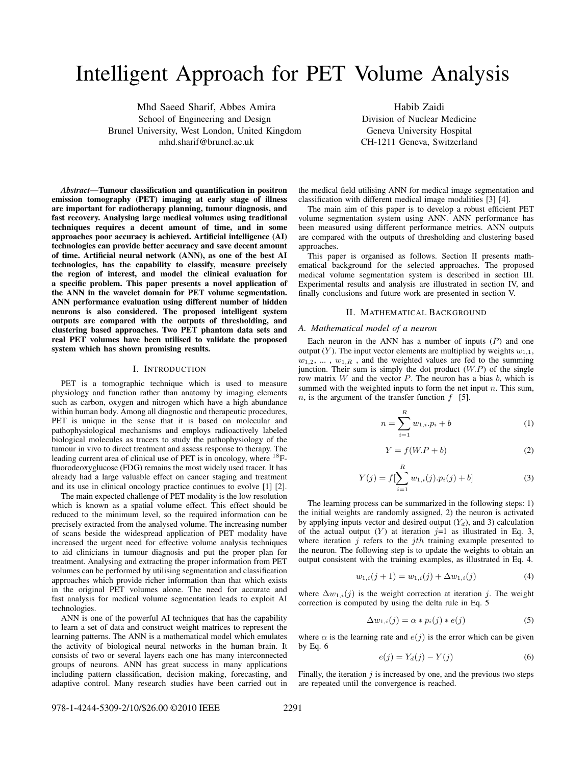# Intelligent Approach for PET Volume Analysis

Mhd Saeed Sharif, Abbes Amira
School of Engineering and Design
Brunel University, West London, United Kingdom
mhd.sharif@brunel.ac.uk

Habib Zaidi
Division of Nuclear Medicine
Geneva University Hospital
CH-1211 Geneva, Switzerland

***Abstract*—Tumour classification and quantification in positron emission tomography (PET) imaging at early stage of illness are important for radiotherapy planning, tumour diagnosis, and fast recovery. Analysing large medical volumes using traditional techniques requires a decent amount of time, and in some approaches poor accuracy is achieved. Artificial intelligence (AI) technologies can provide better accuracy and save decent amount of time. Artificial neural network (ANN), as one of the best AI technologies, has the capability to classify, measure precisely the region of interest, and model the clinical evaluation for a specific problem. This paper presents a novel application of the ANN in the wavelet domain for PET volume segmentation. ANN performance evaluation using different number of hidden neurons is also considered. The proposed intelligent system outputs are compared with the outputs of thresholding, and clustering based approaches. Two PET phantom data sets and real PET volumes have been utilised to validate the proposed system which has shown promising results.**

## I. Introduction

PET is a tomographic technique which is used to measure physiology and function rather than anatomy by imaging elements such as carbon, oxygen and nitrogen which have a high abundance within human body. Among all diagnostic and therapeutic procedures, PET is unique in the sense that it is based on molecular and pathophysiological mechanisms and employs radioactively labeled biological molecules as tracers to study the pathophysiology of the tumour in vivo to direct treatment and assess response to therapy. The leading current area of clinical use of PET is in oncology, where $^{18}$F-fluorodeoxyglucose (FDG) remains the most widely used tracer. It has already had a large valuable effect on cancer staging and treatment and its use in clinical oncology practice continues to evolve [1] [2].

The main expected challenge of PET modality is the low resolution which is known as a spatial volume effect. This effect should be reduced to the minimum level, so the required information can be precisely extracted from the analysed volume. The increasing number of scans beside the widespread application of PET modality have increased the urgent need for effective volume analysis techniques to aid clinicians in tumour diagnosis and put the proper plan for treatment. Analysing and extracting the proper information from PET volumes can be performed by utilising segmentation and classification approaches which provide richer information than that which exists in the original PET volumes alone. The need for accurate and fast analysis for medical volume segmentation leads to exploit AI technologies.

ANN is one of the powerful AI techniques that has the capability to learn a set of data and construct weight matrices to represent the learning patterns. The ANN is a mathematical model which emulates the activity of biological neural networks in the human brain. It consists of two or several layers each one has many interconnected groups of neurons. ANN has great success in many applications including pattern classification, decision making, forecasting, and adaptive control. Many research studies have been carried out in the medical field utilising ANN for medical image segmentation and classification with different medical image modalities [3] [4].

The main aim of this paper is to develop a robust efficient PET volume segmentation system using ANN. ANN performance has been measured using different performance metrics. ANN outputs are compared with the outputs of thresholding and clustering based approaches.

This paper is organised as follows. Section II presents mathematical background for the selected approaches. The proposed medical volume segmentation system is described in section III. Experimental results and analysis are illustrated in section IV, and finally conclusions and future work are presented in section V.

## II. Mathematical Background

### A. Mathematical model of a neuron

Each neuron in the ANN has a number of inputs ($P$) and one output ($Y$). The input vector elements are multiplied by weights $w_{1,1}$, $w_{1,2}$, ... , $w_{1,R}$ , and the weighted values are fed to the summing junction. Their sum is simply the dot product ($W.P$) of the single row matrix $W$ and the vector $P$. The neuron has a bias $b$, which is summed with the weighted inputs to form the net input $n$. This sum, $n$, is the argument of the transfer function $f$ [5].

$$n = \sum_{i=1}^{R} w_{1,i}.p_i + b \tag{1}$$

$$Y = f(W.P + b) \tag{2}$$

$$Y(j) = f[\sum_{i=1}^{R} w_{1,i}(j).p_i(j) + b] \tag{3}$$

The learning process can be summarized in the following steps: 1) the initial weights are randomly assigned, 2) the neuron is activated by applying inputs vector and desired output ($Y_d$), and 3) calculation of the actual output ($Y$) at iteration $j$=1 as illustrated in Eq. 3, where iteration $j$ refers to the $jth$ training example presented to the neuron. The following step is to update the weights to obtain an output consistent with the training examples, as illustrated in Eq. 4.

$$w_{1,i}(j+1) = w_{1,i}(j) + \Delta w_{1,i}(j) \tag{4}$$

where $\Delta w_{1,i}(j)$ is the weight correction at iteration $j$. The weight correction is computed by using the delta rule in Eq. 5

$$\Delta w_{1,i}(j) = \alpha * p_i(j) * e(j) \tag{5}$$

where $\alpha$ is the learning rate and $e(j)$ is the error which can be given by Eq. 6

$$e(j) = Y_d(j) - Y(j) \tag{6}$$

Finally, the iteration $j$ is increased by one, and the previous two steps are repeated until the convergence is reached.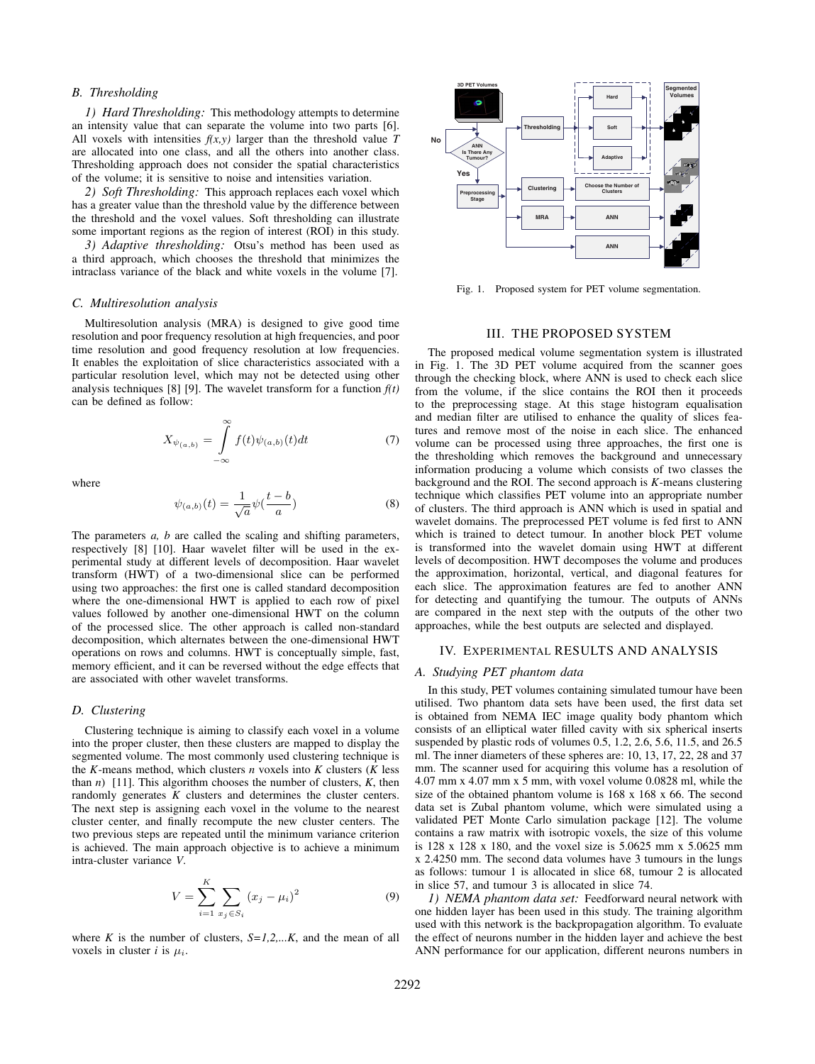### B. Thresholding

*1) Hard Thresholding:* This methodology attempts to determine an intensity value that can separate the volume into two parts [6]. All voxels with intensities *f(x,y)* larger than the threshold value *T* are allocated into one class, and all the others into another class. Thresholding approach does not consider the spatial characteristics of the volume; it is sensitive to noise and intensities variation.

*2) Soft Thresholding:* This approach replaces each voxel which has a greater value than the threshold value by the difference between the threshold and the voxel values. Soft thresholding can illustrate some important regions as the region of interest (ROI) in this study.

*3) Adaptive thresholding:* Otsu's method has been used as a third approach, which chooses the threshold that minimizes the intraclass variance of the black and white voxels in the volume [7].

### C. Multiresolution analysis

Multiresolution analysis (MRA) is designed to give good time resolution and poor frequency resolution at high frequencies, and poor time resolution and good frequency resolution at low frequencies. It enables the exploitation of slice characteristics associated with a particular resolution level, which may not be detected using other analysis techniques [8] [9]. The wavelet transform for a function *f(t)* can be defined as follow:

$$X_{\psi_{(a,b)}} = \int_{-\infty}^{\infty} f(t)\psi_{(a,b)}(t)dt \tag{7}$$

where

$$\psi_{(a,b)}(t) = \frac{1}{\sqrt{a}}\psi(\frac{t-b}{a}) \tag{8}$$

The parameters *a, b* are called the scaling and shifting parameters, respectively [8] [10]. Haar wavelet filter will be used in the experimental study at different levels of decomposition. Haar wavelet transform (HWT) of a two-dimensional slice can be performed using two approaches: the first one is called standard decomposition where the one-dimensional HWT is applied to each row of pixel values followed by another one-dimensional HWT on the column of the processed slice. The other approach is called non-standard decomposition, which alternates between the one-dimensional HWT operations on rows and columns. HWT is conceptually simple, fast, memory efficient, and it can be reversed without the edge effects that are associated with other wavelet transforms.

### D. Clustering

Clustering technique is aiming to classify each voxel in a volume into the proper cluster, then these clusters are mapped to display the segmented volume. The most commonly used clustering technique is the *K*-means method, which clusters *n* voxels into *K* clusters (*K* less than *n*) [11]. This algorithm chooses the number of clusters, *K*, then randomly generates *K* clusters and determines the cluster centers. The next step is assigning each voxel in the volume to the nearest cluster center, and finally recompute the new cluster centers. The two previous steps are repeated until the minimum variance criterion is achieved. The main approach objective is to achieve a minimum intra-cluster variance *V*.

$$V = \sum_{i=1}^{K} \sum_{x_j \in S_i} (x_j - \mu_i)^2 \tag{9}$$

where *K* is the number of clusters, *S=1,2,...K*, and the mean of all voxels in cluster *i* is $\mu_i$.

Fig. 1. Proposed system for PET volume segmentation.

## III. THE PROPOSED SYSTEM

The proposed medical volume segmentation system is illustrated in Fig. 1. The 3D PET volume acquired from the scanner goes through the checking block, where ANN is used to check each slice from the volume, if the slice contains the ROI then it proceeds to the preprocessing stage. At this stage histogram equalisation and median filter are utilised to enhance the quality of slices features and remove most of the noise in each slice. The enhanced volume can be processed using three approaches, the first one is the thresholding which removes the background and unnecessary information producing a volume which consists of two classes the background and the ROI. The second approach is *K*-means clustering technique which classifies PET volume into an appropriate number of clusters. The third approach is ANN which is used in spatial and wavelet domains. The preprocessed PET volume is fed first to ANN which is trained to detect tumour. In another block PET volume is transformed into the wavelet domain using HWT at different levels of decomposition. HWT decomposes the volume and produces the approximation, horizontal, vertical, and diagonal features for each slice. The approximation features are fed to another ANN for detecting and quantifying the tumour. The outputs of ANNs are compared in the next step with the outputs of the other two approaches, while the best outputs are selected and displayed.

## IV. EXPERIMENTAL RESULTS AND ANALYSIS

### A. Studying PET phantom data

In this study, PET volumes containing simulated tumour have been utilised. Two phantom data sets have been used, the first data set is obtained from NEMA IEC image quality body phantom which consists of an elliptical water filled cavity with six spherical inserts suspended by plastic rods of volumes 0.5, 1.2, 2.6, 5.6, 11.5, and 26.5 ml. The inner diameters of these spheres are: 10, 13, 17, 22, 28 and 37 mm. The scanner used for acquiring this volume has a resolution of 4.07 mm x 4.07 mm x 5 mm, with voxel volume 0.0828 ml, while the size of the obtained phantom volume is 168 x 168 x 66. The second data set is Zubal phantom volume, which were simulated using a validated PET Monte Carlo simulation package [12]. The volume contains a raw matrix with isotropic voxels, the size of this volume is 128 x 128 x 180, and the voxel size is 5.0625 mm x 5.0625 mm x 2.4250 mm. The second data volumes have 3 tumours in the lungs as follows: tumour 1 is allocated in slice 68, tumour 2 is allocated in slice 57, and tumour 3 is allocated in slice 74.

*1) NEMA phantom data set:* Feedforward neural network with one hidden layer has been used in this study. The training algorithm used with this network is the backpropagation algorithm. To evaluate the effect of neurons number in the hidden layer and achieve the best ANN performance for our application, different neurons numbers in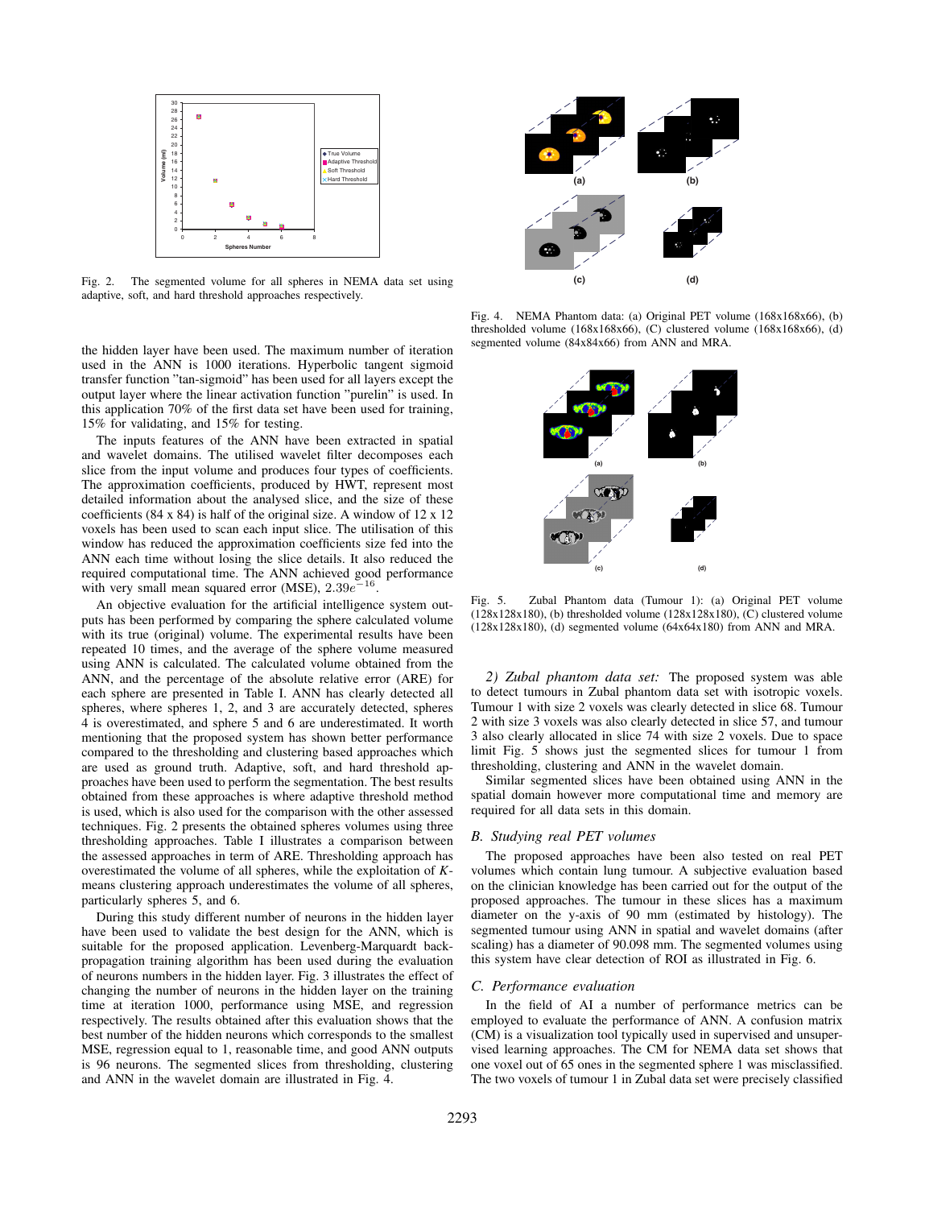Fig. 2. The segmented volume for all spheres in NEMA data set using adaptive, soft, and hard threshold approaches respectively.

the hidden layer have been used. The maximum number of iteration used in the ANN is 1000 iterations. Hyperbolic tangent sigmoid transfer function "tan-sigmoid" has been used for all layers except the output layer where the linear activation function "purelin" is used. In this application 70% of the first data set have been used for training, 15% for validating, and 15% for testing.

The inputs features of the ANN have been extracted in spatial and wavelet domains. The utilised wavelet filter decomposes each slice from the input volume and produces four types of coefficients. The approximation coefficients, produced by HWT, represent most detailed information about the analysed slice, and the size of these coefficients (84 x 84) is half of the original size. A window of 12 x 12 voxels has been used to scan each input slice. The utilisation of this window has reduced the approximation coefficients size fed into the ANN each time without losing the slice details. It also reduced the required computational time. The ANN achieved good performance with very small mean squared error (MSE), $2.39e^{-16}$.

An objective evaluation for the artificial intelligence system outputs has been performed by comparing the sphere calculated volume with its true (original) volume. The experimental results have been repeated 10 times, and the average of the sphere volume measured using ANN is calculated. The calculated volume obtained from the ANN, and the percentage of the absolute relative error (ARE) for each sphere are presented in Table I. ANN has clearly detected all spheres, where spheres 1, 2, and 3 are accurately detected, spheres 4 is overestimated, and sphere 5 and 6 are underestimated. It worth mentioning that the proposed system has shown better performance compared to the thresholding and clustering based approaches which are used as ground truth. Adaptive, soft, and hard threshold approaches have been used to perform the segmentation. The best results obtained from these approaches is where adaptive threshold method is used, which is also used for the comparison with the other assessed techniques. Fig. 2 presents the obtained spheres volumes using three thresholding approaches. Table I illustrates a comparison between the assessed approaches in term of ARE. Thresholding approach has overestimated the volume of all spheres, while the exploitation of *K*-means clustering approach underestimates the volume of all spheres, particularly spheres 5, and 6.

During this study different number of neurons in the hidden layer have been used to validate the best design for the ANN, which is suitable for the proposed application. Levenberg-Marquardt back-propagation training algorithm has been used during the evaluation of neurons numbers in the hidden layer. Fig. 3 illustrates the effect of changing the number of neurons in the hidden layer on the training time at iteration 1000, performance using MSE, and regression respectively. The results obtained after this evaluation shows that the best number of the hidden neurons which corresponds to the smallest MSE, regression equal to 1, reasonable time, and good ANN outputs is 96 neurons. The segmented slices from thresholding, clustering and ANN in the wavelet domain are illustrated in Fig. 4.

Fig. 4. NEMA Phantom data: (a) Original PET volume (168x168x66), (b) thresholded volume (168x168x66), (C) clustered volume (168x168x66), (d) segmented volume (84x84x66) from ANN and MRA.

Fig. 5. Zubal Phantom data (Tumour 1): (a) Original PET volume (128x128x180), (b) thresholded volume (128x128x180), (C) clustered volume (128x128x180), (d) segmented volume (64x64x180) from ANN and MRA.

*2) Zubal phantom data set:* The proposed system was able to detect tumours in Zubal phantom data set with isotropic voxels. Tumour 1 with size 2 voxels was clearly detected in slice 68. Tumour 2 with size 3 voxels was also clearly detected in slice 57, and tumour 3 also clearly allocated in slice 74 with size 2 voxels. Due to space limit Fig. 5 shows just the segmented slices for tumour 1 from thresholding, clustering and ANN in the wavelet domain.

Similar segmented slices have been obtained using ANN in the spatial domain however more computational time and memory are required for all data sets in this domain.

### *B. Studying real PET volumes*

The proposed approaches have been also tested on real PET volumes which contain lung tumour. A subjective evaluation based on the clinician knowledge has been carried out for the output of the proposed approaches. The tumour in these slices has a maximum diameter on the y-axis of 90 mm (estimated by histology). The segmented tumour using ANN in spatial and wavelet domains (after scaling) has a diameter of 90.098 mm. The segmented volumes using this system have clear detection of ROI as illustrated in Fig. 6.

### *C. Performance evaluation*

In the field of AI a number of performance metrics can be employed to evaluate the performance of ANN. A confusion matrix (CM) is a visualization tool typically used in supervised and unsupervised learning approaches. The CM for NEMA data set shows that one voxel out of 65 ones in the segmented sphere 1 was misclassified. The two voxels of tumour 1 in Zubal data set were precisely classified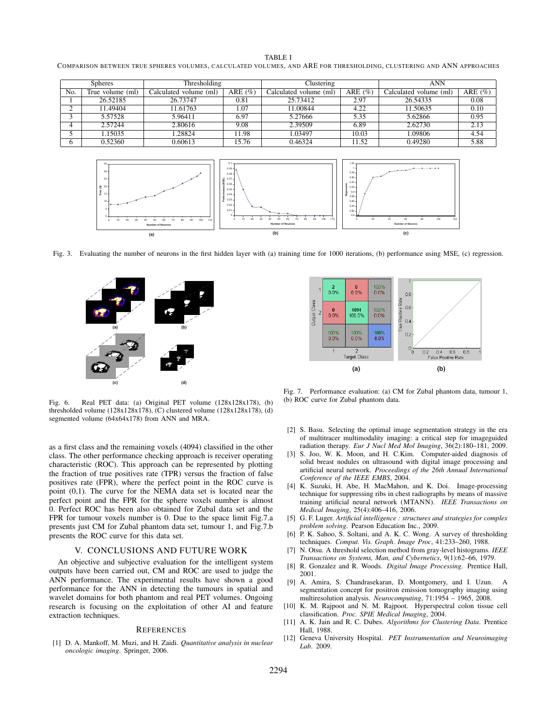TABLE I

COMPARISON BETWEEN TRUE SPHERES VOLUMES, CALCULATED VOLUMES, AND ARE FOR THRESHOLDING, CLUSTERING AND ANN APPROACHES

| Spheres | | Thresholding | | Clustering | | ANN | |
|---|---|---|---|---|---|---|---|
| No. | True volume (ml) | Calculated volume (ml) | ARE (%) | Calculated volume (ml) | ARE (%) | Calculated volume (ml) | ARE (%) |
| 1 | 26.52185 | 26.73747 | 0.81 | 25.73412 | 2.97 | 26.54335 | 0.08 |
| 2 | 11.49404 | 11.61763 | 1.07 | 11.00844 | 4.22 | 11.50635 | 0.10 |
| 3 | 5.57528 | 5.96411 | 6.97 | 5.27666 | 5.35 | 5.62866 | 0.95 |
| 4 | 2.57244 | 2.80616 | 9.08 | 2.39509 | 6.89 | 2.62730 | 2.13 |
| 5 | 1.15035 | 1.28824 | 11.98 | 1.03497 | 10.03 | 1.09806 | 4.54 |
| 6 | 0.52360 | 0.60613 | 15.76 | 0.46324 | 11.52 | 0.49280 | 5.88 |

Fig. 3. Evaluating the number of neurons in the first hidden layer with (a) training time for 1000 iterations, (b) performance using MSE, (c) regression.

Fig. 6. Real PET data: (a) Original PET volume (128x128x178), (b) thresholded volume (128x128x178), (C) clustered volume (128x128x178), (d) segmented volume (64x64x178) from ANN and MRA.

Fig. 7. Performance evaluation: (a) CM for Zubal phantom data, tumour 1, (b) ROC curve for Zubal phantom data.

as a first class and the remaining voxels (4094) classified in the other class. The other performance checking approach is receiver operating characteristic (ROC). This approach can be represented by plotting the fraction of true positives rate (TPR) versus the fraction of false positives rate (FPR), where the perfect point in the ROC curve is point (0,1). The curve for the NEMA data set is located near the perfect point and the FPR for the sphere voxels number is almost 0. Perfect ROC has been also obtained for Zubal data set and the FPR for tumour voxels number is 0. Due to the space limit Fig.7.a presents just CM for Zubal phantom data set, tumour 1, and Fig.7.b presents the ROC curve for this data set.

## V. CONCLUSIONS AND FUTURE WORK

An objective and subjective evaluation for the intelligent system outputs have been carried out, CM and ROC are used to judge the ANN performance. The experimental results have shown a good performance for the ANN in detecting the tumours in spatial and wavelet domains for both phantom and real PET volumes. Ongoing research is focusing on the exploitation of other AI and feature extraction techniques.

## REFERENCES

[1] D. A. Mankoff, M. Muzi, and H. Zaidi. *Quantitative analysis in nuclear oncologic imaging*. Springer, 2006.

[2] S. Basu. Selecting the optimal image segmentation strategy in the era of multitracer multimodality imaging: a critical step for imageguided radiation therapy. *Eur J Nucl Med Mol Imaging*, 36(2):180–181, 2009.

[3] S. Joo, W. K. Moon, and H. C.Kim. Computer-aided diagnosis of solid breast nodules on ultrasound with digital image processing and artificial neural network. *Proceedings of the 26th Annual International Conference of the IEEE EMBS*, 2004.

[4] K. Suzuki, H. Abe, H. MacMahon, and K. Doi. Image-processing technique for suppressing ribs in chest radiographs by means of massive training artificial neural network (MTANN). *IEEE Transactions on Medical Imaging*, 25(4):406–416, 2006.

[5] G. F. Luger. *Artificial intelligence : structures and strategies for complex problem solving*. Pearson Education Inc., 2009.

[6] P. K. Sahoo, S. Soltani, and A. K. C. Wong. A survey of thresholding techniques. *Comput. Vis. Graph. Image Proc*, 41:233–260, 1988.

[7] N. Otsu. A threshold selection method from gray-level histograms. *IEEE Transactions on Systems, Man, and Cybernetics*, 9(1):62–66, 1979.

[8] R. Gonzalez and R. Woods. *Digital Image Processing*. Prentice Hall, 2001.

[9] A. Amira, S. Chandrasekaran, D. Montgomery, and I. Uzun. A segmentation concept for positron emission tomography imaging using multiresolution analysis. *Neurocomputing*, 71:1954 – 1965, 2008.

[10] K. M. Rajpoot and N. M. Rajpoot. Hyperspectral colon tissue cell classification. *Proc. SPIE Medical Imaging*, 2004.

[11] A. K. Jain and R. C. Dubes. *Algorithms for Clustering Data*. Prentice Hall, 1988.

[12] Geneva University Hospital. *PET Instrumentation and Neuroimaging Lab*. 2009.